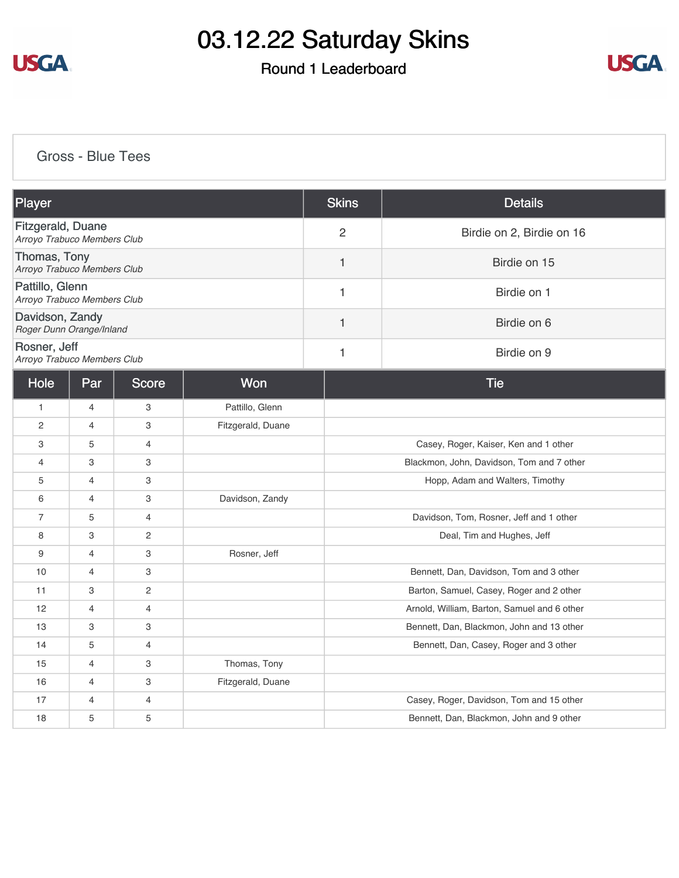# 03.12.22 Saturday Skins

## Round 1 Leaderboard

### Gross - Blue Tees

| Player | Skins | Details |
|---|---|---|
| Fitzgerald, Duane<br>*Arroyo Trabuco Members Club* | 2 | Birdie on 2, Birdie on 16 |
| Thomas, Tony<br>*Arroyo Trabuco Members Club* | 1 | Birdie on 15 |
| Pattillo, Glenn<br>*Arroyo Trabuco Members Club* | 1 | Birdie on 1 |
| Davidson, Zandy<br>*Roger Dunn Orange/Inland* | 1 | Birdie on 6 |
| Rosner, Jeff<br>*Arroyo Trabuco Members Club* | 1 | Birdie on 9 |

| Hole | Par | Score | Won | Tie |
|---|---|---|---|---|
| 1 | 4 | 3 | Pattillo, Glenn | |
| 2 | 4 | 3 | Fitzgerald, Duane | |
| 3 | 5 | 4 | | Casey, Roger, Kaiser, Ken and 1 other |
| 4 | 3 | 3 | | Blackmon, John, Davidson, Tom and 7 other |
| 5 | 4 | 3 | | Hopp, Adam and Walters, Timothy |
| 6 | 4 | 3 | Davidson, Zandy | |
| 7 | 5 | 4 | | Davidson, Tom, Rosner, Jeff and 1 other |
| 8 | 3 | 2 | | Deal, Tim and Hughes, Jeff |
| 9 | 4 | 3 | Rosner, Jeff | |
| 10 | 4 | 3 | | Bennett, Dan, Davidson, Tom and 3 other |
| 11 | 3 | 2 | | Barton, Samuel, Casey, Roger and 2 other |
| 12 | 4 | 4 | | Arnold, William, Barton, Samuel and 6 other |
| 13 | 3 | 3 | | Bennett, Dan, Blackmon, John and 13 other |
| 14 | 5 | 4 | | Bennett, Dan, Casey, Roger and 3 other |
| 15 | 4 | 3 | Thomas, Tony | |
| 16 | 4 | 3 | Fitzgerald, Duane | |
| 17 | 4 | 4 | | Casey, Roger, Davidson, Tom and 15 other |
| 18 | 5 | 5 | | Bennett, Dan, Blackmon, John and 9 other |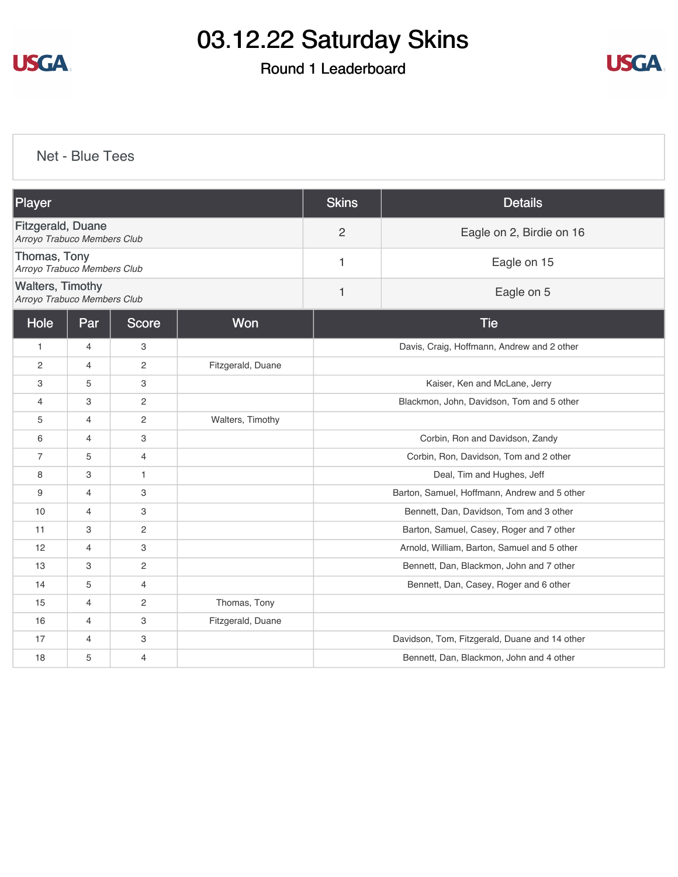# 03.12.22 Saturday Skins

## Round 1 Leaderboard

### Net - Blue Tees

| Player | Skins | Details |
|---|---|---|
| Fitzgerald, Duane<br>*Arroyo Trabuco Members Club* | 2 | Eagle on 2, Birdie on 16 |
| Thomas, Tony<br>*Arroyo Trabuco Members Club* | 1 | Eagle on 15 |
| Walters, Timothy<br>*Arroyo Trabuco Members Club* | 1 | Eagle on 5 |

| Hole | Par | Score | Won | Tie |
|---|---|---|---|---|
| 1 | 4 | 3 | | Davis, Craig, Hoffmann, Andrew and 2 other |
| 2 | 4 | 2 | Fitzgerald, Duane | |
| 3 | 5 | 3 | | Kaiser, Ken and McLane, Jerry |
| 4 | 3 | 2 | | Blackmon, John, Davidson, Tom and 5 other |
| 5 | 4 | 2 | Walters, Timothy | |
| 6 | 4 | 3 | | Corbin, Ron and Davidson, Zandy |
| 7 | 5 | 4 | | Corbin, Ron, Davidson, Tom and 2 other |
| 8 | 3 | 1 | | Deal, Tim and Hughes, Jeff |
| 9 | 4 | 3 | | Barton, Samuel, Hoffmann, Andrew and 5 other |
| 10 | 4 | 3 | | Bennett, Dan, Davidson, Tom and 3 other |
| 11 | 3 | 2 | | Barton, Samuel, Casey, Roger and 7 other |
| 12 | 4 | 3 | | Arnold, William, Barton, Samuel and 5 other |
| 13 | 3 | 2 | | Bennett, Dan, Blackmon, John and 7 other |
| 14 | 5 | 4 | | Bennett, Dan, Casey, Roger and 6 other |
| 15 | 4 | 2 | Thomas, Tony | |
| 16 | 4 | 3 | Fitzgerald, Duane | |
| 17 | 4 | 3 | | Davidson, Tom, Fitzgerald, Duane and 14 other |
| 18 | 5 | 4 | | Bennett, Dan, Blackmon, John and 4 other |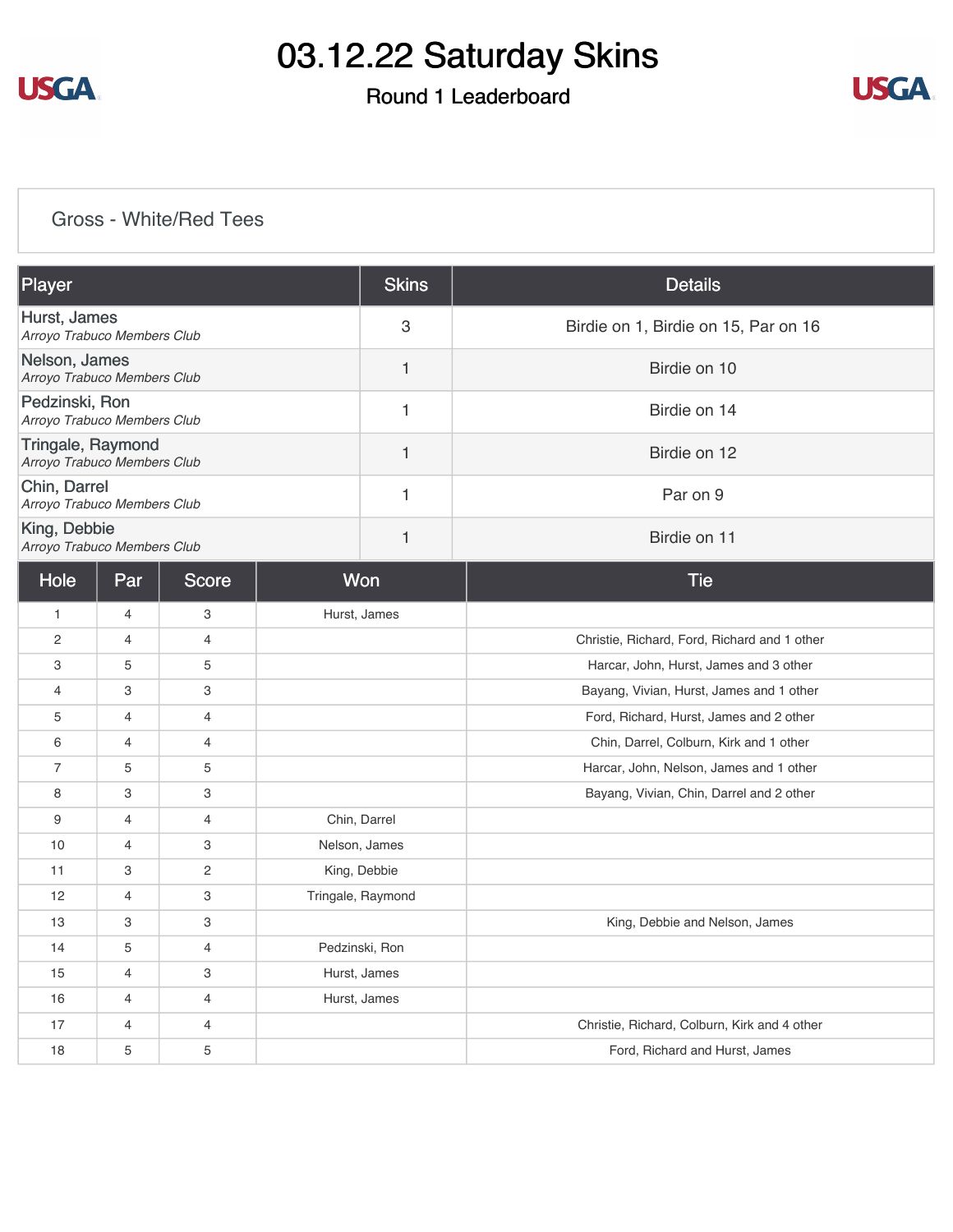# 03.12.22 Saturday Skins

## Round 1 Leaderboard

### Gross - White/Red Tees

| Player | Skins | Details |
|---|---|---|
| Hurst, James<br>*Arroyo Trabuco Members Club* | 3 | Birdie on 1, Birdie on 15, Par on 16 |
| Nelson, James<br>*Arroyo Trabuco Members Club* | 1 | Birdie on 10 |
| Pedzinski, Ron<br>*Arroyo Trabuco Members Club* | 1 | Birdie on 14 |
| Tringale, Raymond<br>*Arroyo Trabuco Members Club* | 1 | Birdie on 12 |
| Chin, Darrel<br>*Arroyo Trabuco Members Club* | 1 | Par on 9 |
| King, Debbie<br>*Arroyo Trabuco Members Club* | 1 | Birdie on 11 |

| Hole | Par | Score | Won | Tie |
|---|---|---|---|---|
| 1 | 4 | 3 | Hurst, James | |
| 2 | 4 | 4 | | Christie, Richard, Ford, Richard and 1 other |
| 3 | 5 | 5 | | Harcar, John, Hurst, James and 3 other |
| 4 | 3 | 3 | | Bayang, Vivian, Hurst, James and 1 other |
| 5 | 4 | 4 | | Ford, Richard, Hurst, James and 2 other |
| 6 | 4 | 4 | | Chin, Darrel, Colburn, Kirk and 1 other |
| 7 | 5 | 5 | | Harcar, John, Nelson, James and 1 other |
| 8 | 3 | 3 | | Bayang, Vivian, Chin, Darrel and 2 other |
| 9 | 4 | 4 | Chin, Darrel | |
| 10 | 4 | 3 | Nelson, James | |
| 11 | 3 | 2 | King, Debbie | |
| 12 | 4 | 3 | Tringale, Raymond | |
| 13 | 3 | 3 | | King, Debbie and Nelson, James |
| 14 | 5 | 4 | Pedzinski, Ron | |
| 15 | 4 | 3 | Hurst, James | |
| 16 | 4 | 4 | Hurst, James | |
| 17 | 4 | 4 | | Christie, Richard, Colburn, Kirk and 4 other |
| 18 | 5 | 5 | | Ford, Richard and Hurst, James |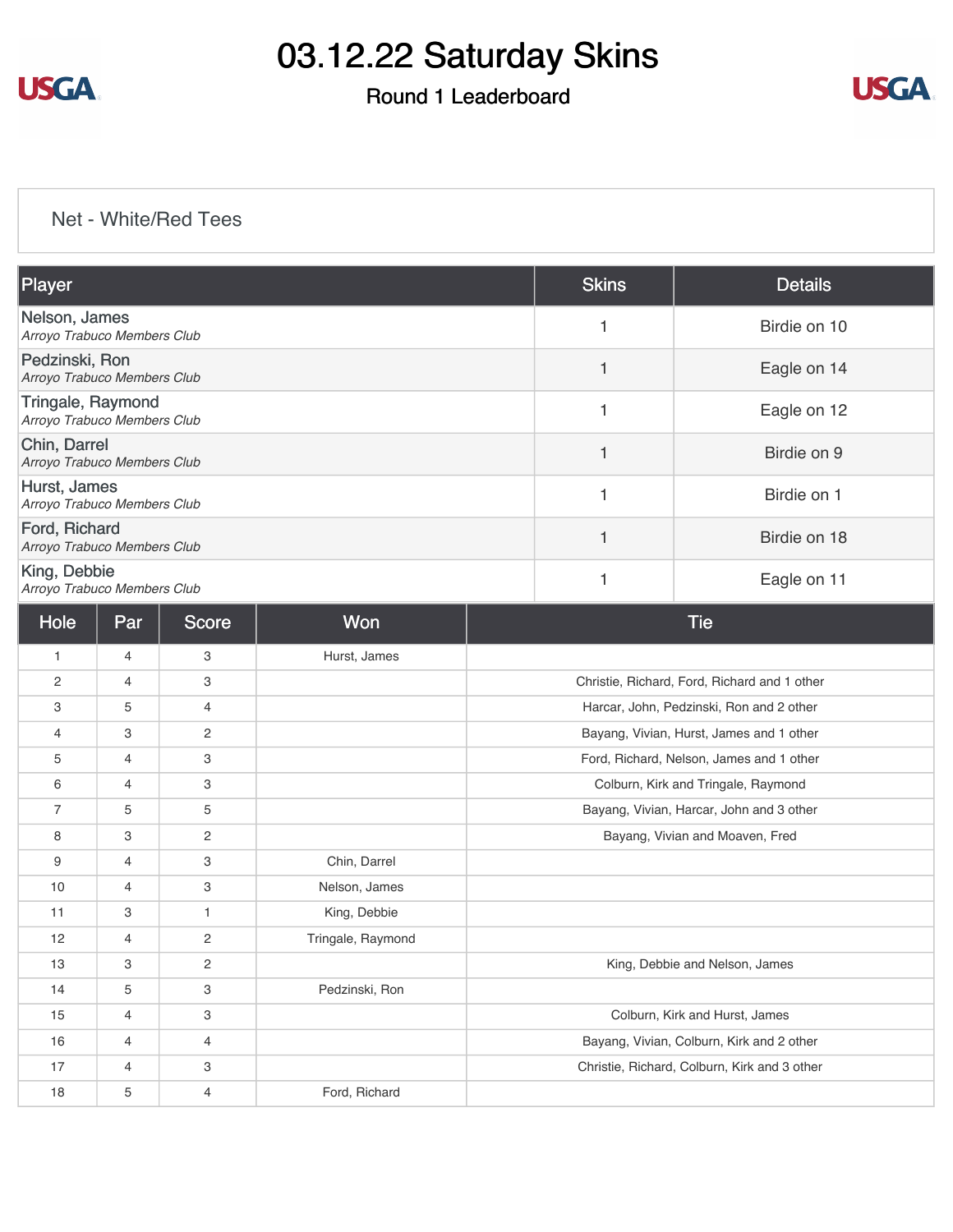# 03.12.22 Saturday Skins

## Round 1 Leaderboard

### Net - White/Red Tees

| Player | Skins | Details |
|---|---|---|
| Nelson, James<br>*Arroyo Trabuco Members Club* | 1 | Birdie on 10 |
| Pedzinski, Ron<br>*Arroyo Trabuco Members Club* | 1 | Eagle on 14 |
| Tringale, Raymond<br>*Arroyo Trabuco Members Club* | 1 | Eagle on 12 |
| Chin, Darrel<br>*Arroyo Trabuco Members Club* | 1 | Birdie on 9 |
| Hurst, James<br>*Arroyo Trabuco Members Club* | 1 | Birdie on 1 |
| Ford, Richard<br>*Arroyo Trabuco Members Club* | 1 | Birdie on 18 |
| King, Debbie<br>*Arroyo Trabuco Members Club* | 1 | Eagle on 11 |

| Hole | Par | Score | Won | Tie |
|---|---|---|---|---|
| 1 | 4 | 3 | Hurst, James | |
| 2 | 4 | 3 | | Christie, Richard, Ford, Richard and 1 other |
| 3 | 5 | 4 | | Harcar, John, Pedzinski, Ron and 2 other |
| 4 | 3 | 2 | | Bayang, Vivian, Hurst, James and 1 other |
| 5 | 4 | 3 | | Ford, Richard, Nelson, James and 1 other |
| 6 | 4 | 3 | | Colburn, Kirk and Tringale, Raymond |
| 7 | 5 | 5 | | Bayang, Vivian, Harcar, John and 3 other |
| 8 | 3 | 2 | | Bayang, Vivian and Moaven, Fred |
| 9 | 4 | 3 | Chin, Darrel | |
| 10 | 4 | 3 | Nelson, James | |
| 11 | 3 | 1 | King, Debbie | |
| 12 | 4 | 2 | Tringale, Raymond | |
| 13 | 3 | 2 | | King, Debbie and Nelson, James |
| 14 | 5 | 3 | Pedzinski, Ron | |
| 15 | 4 | 3 | | Colburn, Kirk and Hurst, James |
| 16 | 4 | 4 | | Bayang, Vivian, Colburn, Kirk and 2 other |
| 17 | 4 | 3 | | Christie, Richard, Colburn, Kirk and 3 other |
| 18 | 5 | 4 | Ford, Richard | |